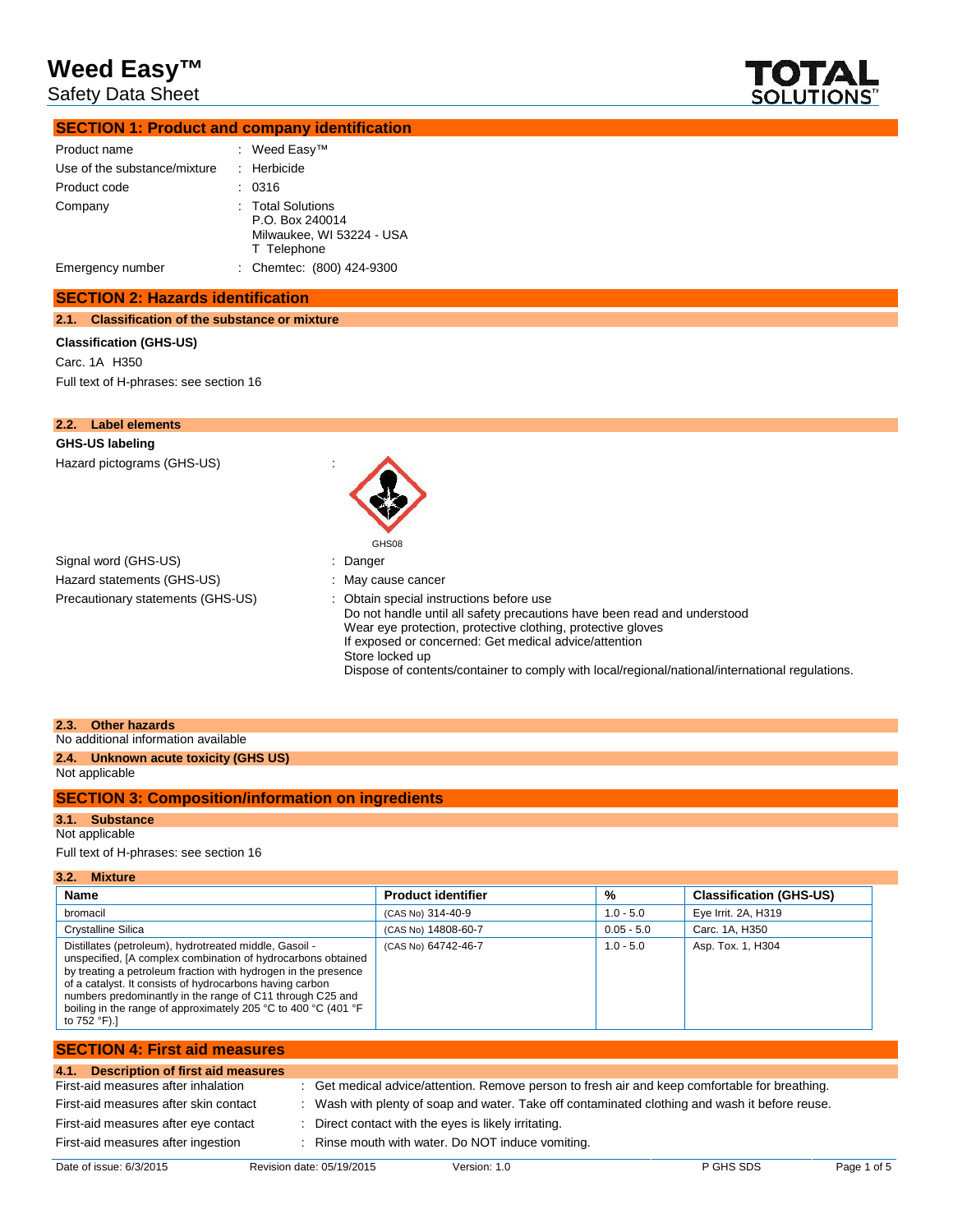# Weed Easy™

Safety Data Sheet

## SECTION 1: Product and company identification

| | | |
|---|---|---|
| Product name | : | Weed Easy™ |
| Use of the substance/mixture | : | Herbicide |
| Product code | : | 0316 |
| Company | : | Total Solutions<br>P.O. Box 240014<br>Milwaukee, WI 53224 - USA<br>T Telephone |
| Emergency number | : | Chemtec: (800) 424-9300 |

## SECTION 2: Hazards identification

### 2.1. Classification of the substance or mixture

**Classification (GHS-US)**

Carc. 1A H350

Full text of H-phrases: see section 16

### 2.2. Label elements

**GHS-US labeling**

Hazard pictograms (GHS-US) :

GHS08

Signal word (GHS-US) : Danger

Hazard statements (GHS-US) : May cause cancer

Precautionary statements (GHS-US) : Obtain special instructions before use
Do not handle until all safety precautions have been read and understood
Wear eye protection, protective clothing, protective gloves
If exposed or concerned: Get medical advice/attention
Store locked up
Dispose of contents/container to comply with local/regional/national/international regulations.

### 2.3. Other hazards

No additional information available

### 2.4. Unknown acute toxicity (GHS US)

Not applicable

## SECTION 3: Composition/information on ingredients

### 3.1. Substance

Not applicable

Full text of H-phrases: see section 16

### 3.2. Mixture

| Name | Product identifier | % | Classification (GHS-US) |
|---|---|---|---|
| bromacil | (CAS No) 314-40-9 | 1.0 - 5.0 | Eye Irrit. 2A, H319 |
| Crystalline Silica | (CAS No) 14808-60-7 | 0.05 - 5.0 | Carc. 1A, H350 |
| Distillates (petroleum), hydrotreated middle, Gasoil - unspecified, [A complex combination of hydrocarbons obtained by treating a petroleum fraction with hydrogen in the presence of a catalyst. It consists of hydrocarbons having carbon numbers predominantly in the range of C11 through C25 and boiling in the range of approximately 205 °C to 400 °C (401 °F to 752 °F).] | (CAS No) 64742-46-7 | 1.0 - 5.0 | Asp. Tox. 1, H304 |

## SECTION 4: First aid measures

### 4.1. Description of first aid measures

| | | |
|---|---|---|
| First-aid measures after inhalation | : | Get medical advice/attention. Remove person to fresh air and keep comfortable for breathing. |
| First-aid measures after skin contact | : | Wash with plenty of soap and water. Take off contaminated clothing and wash it before reuse. |
| First-aid measures after eye contact | : | Direct contact with the eyes is likely irritating. |
| First-aid measures after ingestion | : | Rinse mouth with water. Do NOT induce vomiting. |

Date of issue: 6/3/2015 Revision date: 05/19/2015 Version: 1.0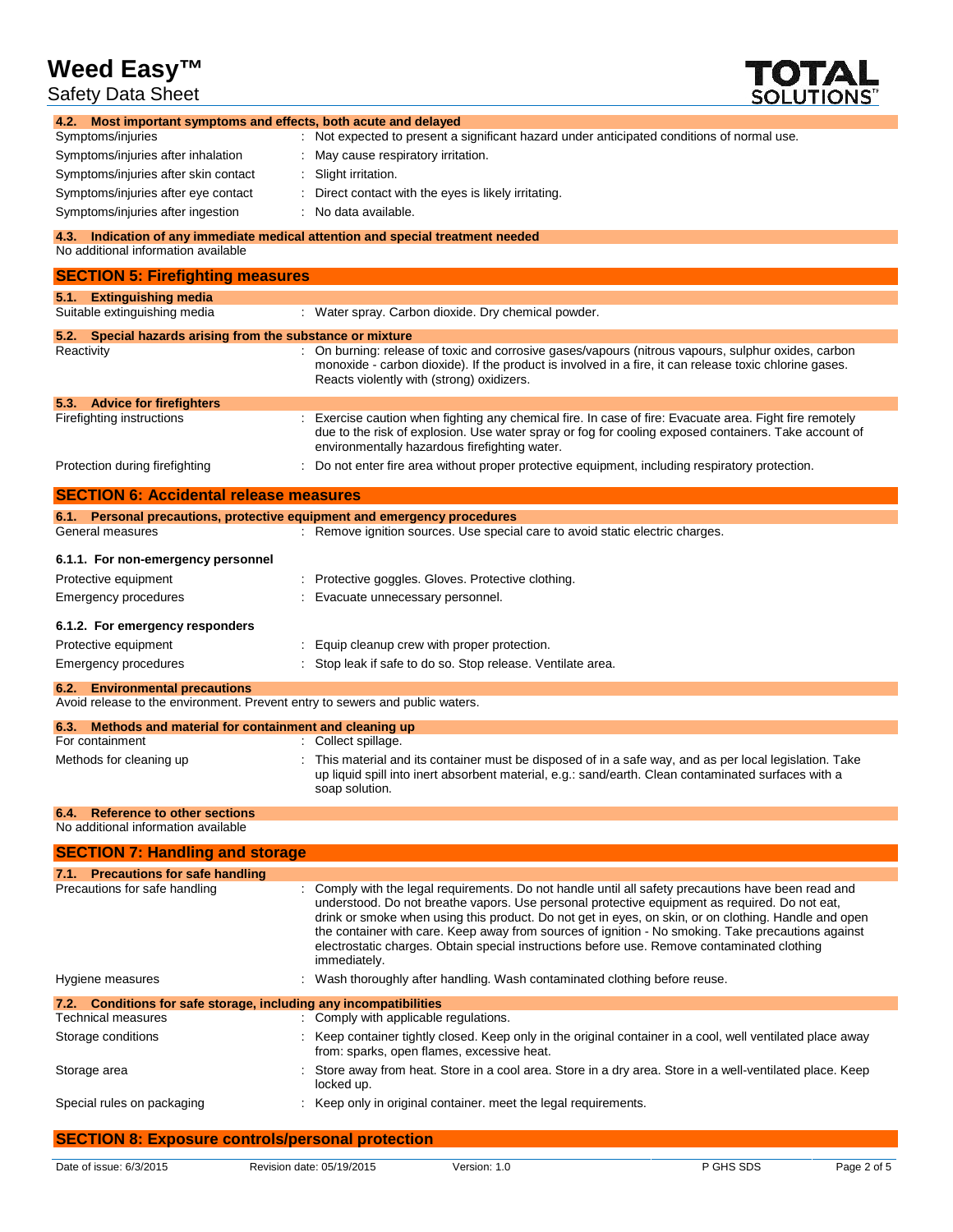### 4.2. Most important symptoms and effects, both acute and delayed

| | |
|---|---|
| Symptoms/injuries | : Not expected to present a significant hazard under anticipated conditions of normal use. |
| Symptoms/injuries after inhalation | : May cause respiratory irritation. |
| Symptoms/injuries after skin contact | : Slight irritation. |
| Symptoms/injuries after eye contact | : Direct contact with the eyes is likely irritating. |
| Symptoms/injuries after ingestion | : No data available. |

### 4.3. Indication of any immediate medical attention and special treatment needed

No additional information available

## SECTION 5: Firefighting measures

### 5.1. Extinguishing media

| | |
|---|---|
| Suitable extinguishing media | : Water spray. Carbon dioxide. Dry chemical powder. |

### 5.2. Special hazards arising from the substance or mixture

| | |
|---|---|
| Reactivity | : On burning: release of toxic and corrosive gases/vapours (nitrous vapours, sulphur oxides, carbon monoxide - carbon dioxide). If the product is involved in a fire, it can release toxic chlorine gases. Reacts violently with (strong) oxidizers. |

### 5.3. Advice for firefighters

| | |
|---|---|
| Firefighting instructions | : Exercise caution when fighting any chemical fire. In case of fire: Evacuate area. Fight fire remotely due to the risk of explosion. Use water spray or fog for cooling exposed containers. Take account of environmentally hazardous firefighting water. |
| Protection during firefighting | : Do not enter fire area without proper protective equipment, including respiratory protection. |

## SECTION 6: Accidental release measures

### 6.1. Personal precautions, protective equipment and emergency procedures

| | |
|---|---|
| General measures | : Remove ignition sources. Use special care to avoid static electric charges. |

#### 6.1.1. For non-emergency personnel

| | |
|---|---|
| Protective equipment | : Protective goggles. Gloves. Protective clothing. |
| Emergency procedures | : Evacuate unnecessary personnel. |

#### 6.1.2. For emergency responders

| | |
|---|---|
| Protective equipment | : Equip cleanup crew with proper protection. |
| Emergency procedures | : Stop leak if safe to do so. Stop release. Ventilate area. |

### 6.2. Environmental precautions

Avoid release to the environment. Prevent entry to sewers and public waters.

### 6.3. Methods and material for containment and cleaning up

| | |
|---|---|
| For containment | : Collect spillage. |
| Methods for cleaning up | : This material and its container must be disposed of in a safe way, and as per local legislation. Take up liquid spill into inert absorbent material, e.g.: sand/earth. Clean contaminated surfaces with a soap solution. |

### 6.4. Reference to other sections

No additional information available

## SECTION 7: Handling and storage

### 7.1. Precautions for safe handling

| | |
|---|---|
| Precautions for safe handling | : Comply with the legal requirements. Do not handle until all safety precautions have been read and understood. Do not breathe vapors. Use personal protective equipment as required. Do not eat, drink or smoke when using this product. Do not get in eyes, on skin, or on clothing. Handle and open the container with care. Keep away from sources of ignition - No smoking. Take precautions against electrostatic charges. Obtain special instructions before use. Remove contaminated clothing immediately. |
| Hygiene measures | : Wash thoroughly after handling. Wash contaminated clothing before reuse. |

### 7.2. Conditions for safe storage, including any incompatibilities

| | |
|---|---|
| Technical measures | : Comply with applicable regulations. |
| Storage conditions | : Keep container tightly closed. Keep only in the original container in a cool, well ventilated place away from: sparks, open flames, excessive heat. |
| Storage area | : Store away from heat. Store in a cool area. Store in a dry area. Store in a well-ventilated place. Keep locked up. |
| Special rules on packaging | : Keep only in original container. meet the legal requirements. |

## SECTION 8: Exposure controls/personal protection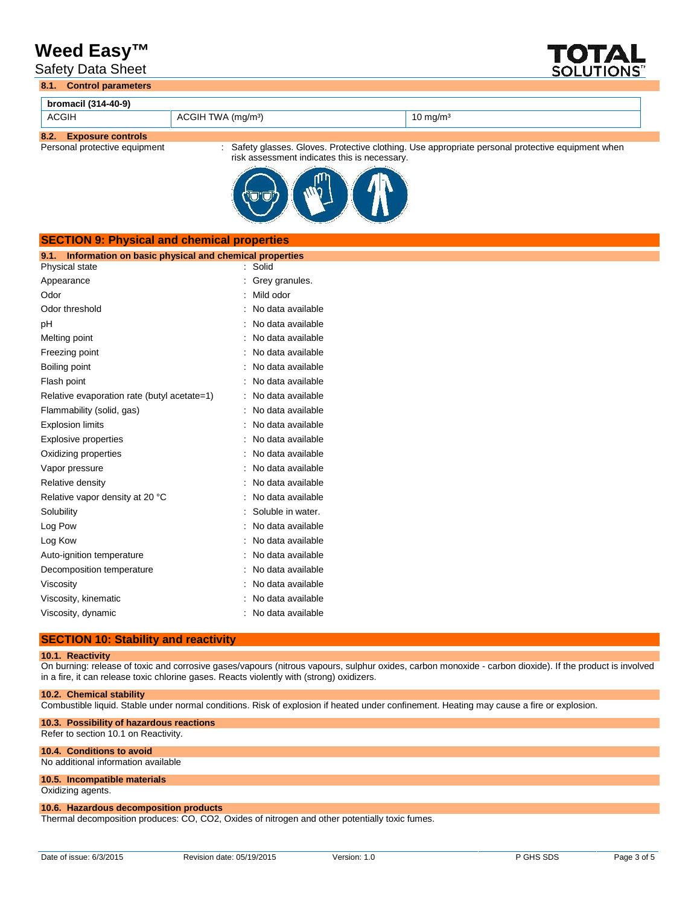### 8.1. Control parameters

| bromacil (314-40-9) | | |
|---|---|---|
| ACGIH | ACGIH TWA (mg/m³) | 10 mg/m³ |

### 8.2. Exposure controls

Personal protective equipment : Safety glasses. Gloves. Protective clothing. Use appropriate personal protective equipment when risk assessment indicates this is necessary.

## SECTION 9: Physical and chemical properties

### 9.1. Information on basic physical and chemical properties

| | |
|---|---|
| Physical state | : Solid |
| Appearance | : Grey granules. |
| Odor | : Mild odor |
| Odor threshold | : No data available |
| pH | : No data available |
| Melting point | : No data available |
| Freezing point | : No data available |
| Boiling point | : No data available |
| Flash point | : No data available |
| Relative evaporation rate (butyl acetate=1) | : No data available |
| Flammability (solid, gas) | : No data available |
| Explosion limits | : No data available |
| Explosive properties | : No data available |
| Oxidizing properties | : No data available |
| Vapor pressure | : No data available |
| Relative density | : No data available |
| Relative vapor density at 20 °C | : No data available |
| Solubility | : Soluble in water. |
| Log Pow | : No data available |
| Log Kow | : No data available |
| Auto-ignition temperature | : No data available |
| Decomposition temperature | : No data available |
| Viscosity | : No data available |
| Viscosity, kinematic | : No data available |
| Viscosity, dynamic | : No data available |

## SECTION 10: Stability and reactivity

### 10.1. Reactivity

On burning: release of toxic and corrosive gases/vapours (nitrous vapours, sulphur oxides, carbon monoxide - carbon dioxide). If the product is involved in a fire, it can release toxic chlorine gases. Reacts violently with (strong) oxidizers.

### 10.2. Chemical stability

Combustible liquid. Stable under normal conditions. Risk of explosion if heated under confinement. Heating may cause a fire or explosion.

### 10.3. Possibility of hazardous reactions

Refer to section 10.1 on Reactivity.

### 10.4. Conditions to avoid

No additional information available

### 10.5. Incompatible materials

Oxidizing agents.

### 10.6. Hazardous decomposition products

Thermal decomposition produces: CO, $CO_2$, Oxides of nitrogen and other potentially toxic fumes.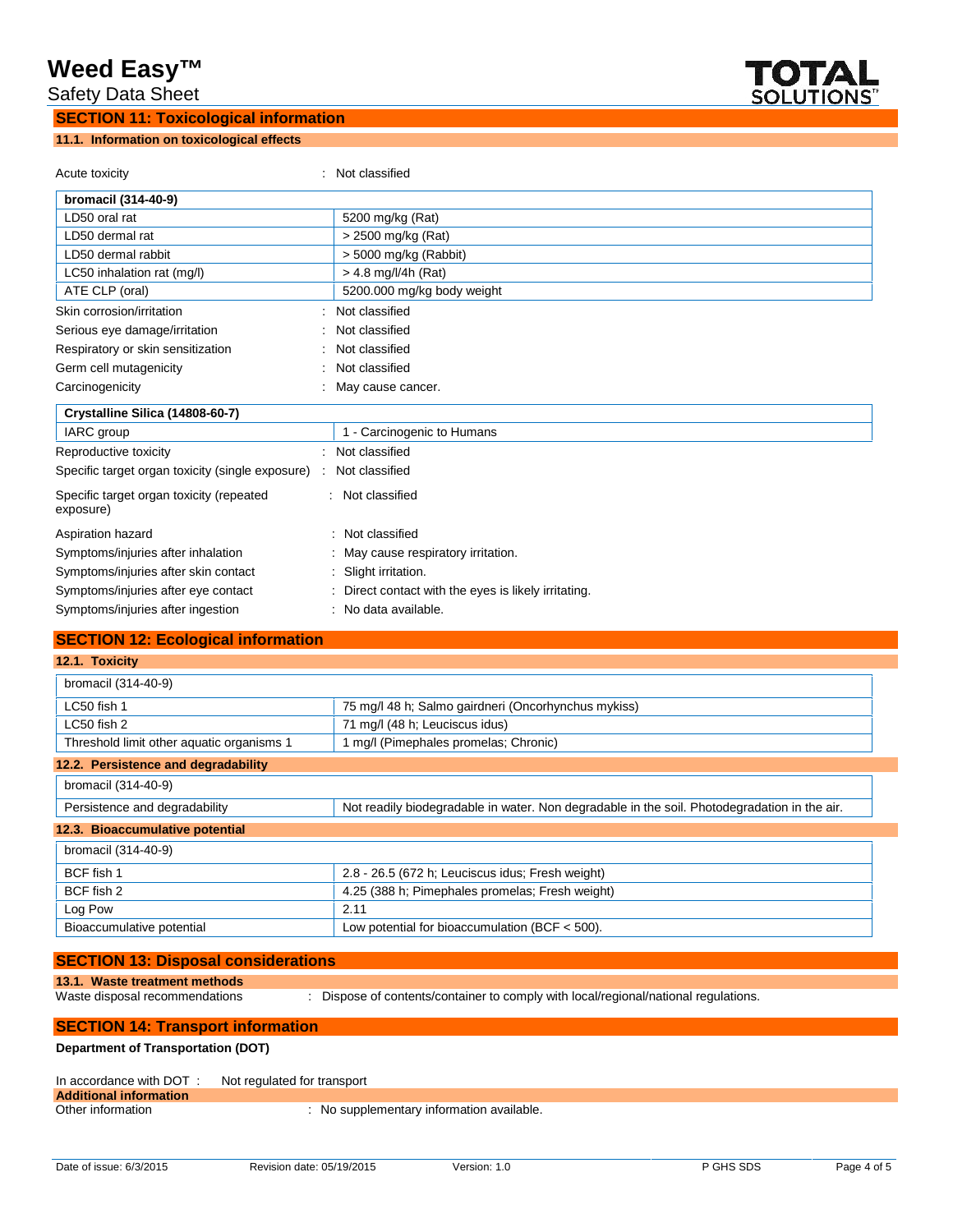## SECTION 11: Toxicological information

### 11.1. Information on toxicological effects

Acute toxicity : Not classified

| bromacil (314-40-9) | |
|---|---|
| LD50 oral rat | 5200 mg/kg (Rat) |
| LD50 dermal rat | > 2500 mg/kg (Rat) |
| LD50 dermal rabbit | > 5000 mg/kg (Rabbit) |
| LC50 inhalation rat (mg/l) | > 4.8 mg/l/4h (Rat) |
| ATE CLP (oral) | 5200.000 mg/kg body weight |

Skin corrosion/irritation : Not classified

Serious eye damage/irritation : Not classified

Respiratory or skin sensitization : Not classified

Germ cell mutagenicity : Not classified

Carcinogenicity : May cause cancer.

| Crystalline Silica (14808-60-7) | |
|---|---|
| IARC group | 1 - Carcinogenic to Humans |

Reproductive toxicity : Not classified

Specific target organ toxicity (single exposure) : Not classified

Specific target organ toxicity (repeated exposure) : Not classified

Aspiration hazard : Not classified

Symptoms/injuries after inhalation : May cause respiratory irritation.

Symptoms/injuries after skin contact : Slight irritation.

Symptoms/injuries after eye contact : Direct contact with the eyes is likely irritating.

Symptoms/injuries after ingestion : No data available.

## SECTION 12: Ecological information

### 12.1. Toxicity

| bromacil (314-40-9) | |
|---|---|
| LC50 fish 1 | 75 mg/l 48 h; Salmo gairdneri (Oncorhynchus mykiss) |
| LC50 fish 2 | 71 mg/l (48 h; Leuciscus idus) |
| Threshold limit other aquatic organisms 1 | 1 mg/l (Pimephales promelas; Chronic) |

### 12.2. Persistence and degradability

| bromacil (314-40-9) | |
|---|---|
| Persistence and degradability | Not readily biodegradable in water. Non degradable in the soil. Photodegradation in the air. |

### 12.3. Bioaccumulative potential

| bromacil (314-40-9) | |
|---|---|
| BCF fish 1 | 2.8 - 26.5 (672 h; Leuciscus idus; Fresh weight) |
| BCF fish 2 | 4.25 (388 h; Pimephales promelas; Fresh weight) |
| Log Pow | 2.11 |
| Bioaccumulative potential | Low potential for bioaccumulation (BCF < 500). |

## SECTION 13: Disposal considerations

### 13.1. Waste treatment methods

Waste disposal recommendations : Dispose of contents/container to comply with local/regional/national regulations.

## SECTION 14: Transport information

**Department of Transportation (DOT)**

In accordance with DOT : Not regulated for transport

**Additional information**

Other information : No supplementary information available.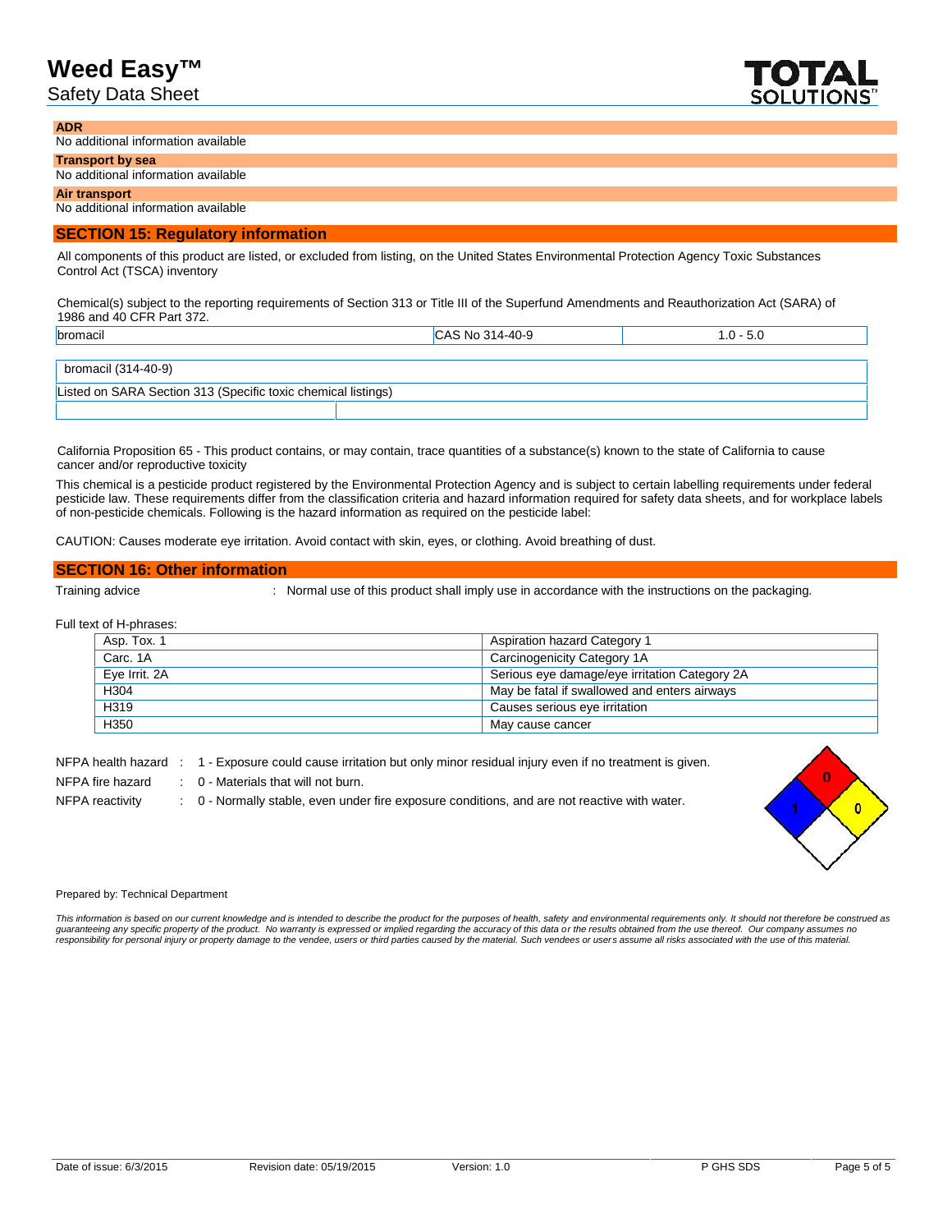**ADR**

No additional information available

**Transport by sea**

No additional information available

**Air transport**

No additional information available

## SECTION 15: Regulatory information

All components of this product are listed, or excluded from listing, on the United States Environmental Protection Agency Toxic Substances Control Act (TSCA) inventory

Chemical(s) subject to the reporting requirements of Section 313 or Title III of the Superfund Amendments and Reauthorization Act (SARA) of 1986 and 40 CFR Part 372.

| | | |
|---|---|---|
| bromacil | CAS No 314-40-9 | 1.0 - 5.0 |

| | |
|---|---|
| bromacil (314-40-9) | |
| Listed on SARA Section 313 (Specific toxic chemical listings) | |
| | |

California Proposition 65 - This product contains, or may contain, trace quantities of a substance(s) known to the state of California to cause cancer and/or reproductive toxicity

This chemical is a pesticide product registered by the Environmental Protection Agency and is subject to certain labelling requirements under federal pesticide law. These requirements differ from the classification criteria and hazard information required for safety data sheets, and for workplace labels of non-pesticide chemicals. Following is the hazard information as required on the pesticide label:

CAUTION: Causes moderate eye irritation. Avoid contact with skin, eyes, or clothing. Avoid breathing of dust.

## SECTION 16: Other information

Training advice : Normal use of this product shall imply use in accordance with the instructions on the packaging.

Full text of H-phrases:

| | |
|---|---|
| Asp. Tox. 1 | Aspiration hazard Category 1 |
| Carc. 1A | Carcinogenicity Category 1A |
| Eye Irrit. 2A | Serious eye damage/eye irritation Category 2A |
| H304 | May be fatal if swallowed and enters airways |
| H319 | Causes serious eye irritation |
| H350 | May cause cancer |

NFPA health hazard : 1 - Exposure could cause irritation but only minor residual injury even if no treatment is given.

NFPA fire hazard : 0 - Materials that will not burn.

NFPA reactivity : 0 - Normally stable, even under fire exposure conditions, and are not reactive with water.

Prepared by: Technical Department

*This information is based on our current knowledge and is intended to describe the product for the purposes of health, safety and environmental requirements only. It should not therefore be construed as guaranteeing any specific property of the product. No warranty is expressed or implied regarding the accuracy of this data or the results obtained from the use thereof. Our company assumes no responsibility for personal injury or property damage to the vendee, users or third parties caused by the material. Such vendees or users assume all risks associated with the use of this material.*